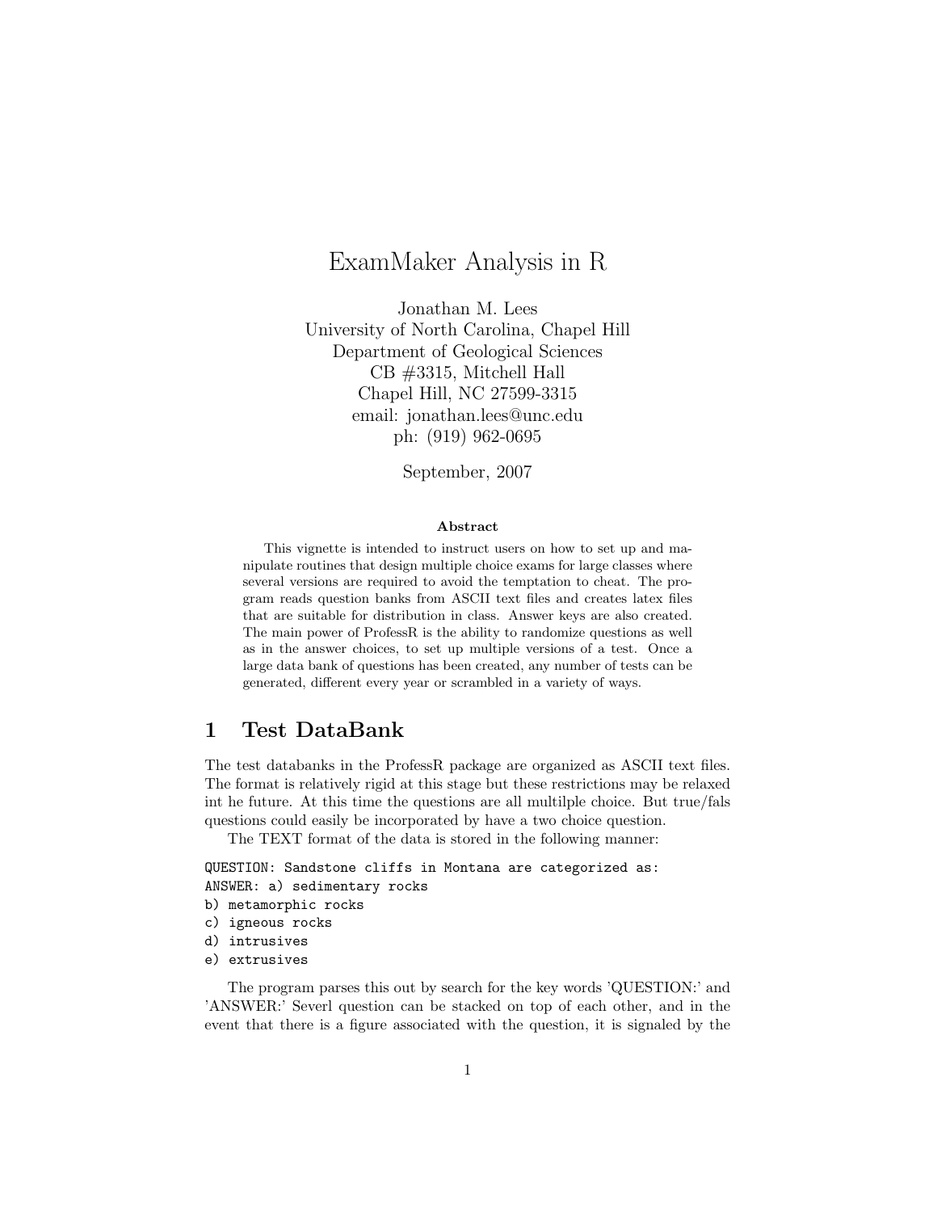# ExamMaker Analysis in R

Jonathan M. Lees
University of North Carolina, Chapel Hill
Department of Geological Sciences
CB #3315, Mitchell Hall
Chapel Hill, NC 27599-3315
email: jonathan.lees@unc.edu
ph: (919) 962-0695

September, 2007

**Abstract**

This vignette is intended to instruct users on how to set up and manipulate routines that design multiple choice exams for large classes where several versions are required to avoid the temptation to cheat. The program reads question banks from ASCII text files and creates latex files that are suitable for distribution in class. Answer keys are also created. The main power of ProfessR is the ability to randomize questions as well as in the answer choices, to set up multiple versions of a test. Once a large data bank of questions has been created, any number of tests can be generated, different every year or scrambled in a variety of ways.

## 1 Test DataBank

The test databanks in the ProfessR package are organized as ASCII text files. The format is relatively rigid at this stage but these restrictions may be relaxed int he future. At this time the questions are all multilple choice. But true/fals questions could easily be incorporated by have a two choice question.

The TEXT format of the data is stored in the following manner:

```
QUESTION: Sandstone cliffs in Montana are categorized as:
ANSWER: a) sedimentary rocks
b) metamorphic rocks
c) igneous rocks
d) intrusives
e) extrusives
```

The program parses this out by search for the key words 'QUESTION:' and 'ANSWER:' Severl question can be stacked on top of each other, and in the event that there is a figure associated with the question, it is signaled by the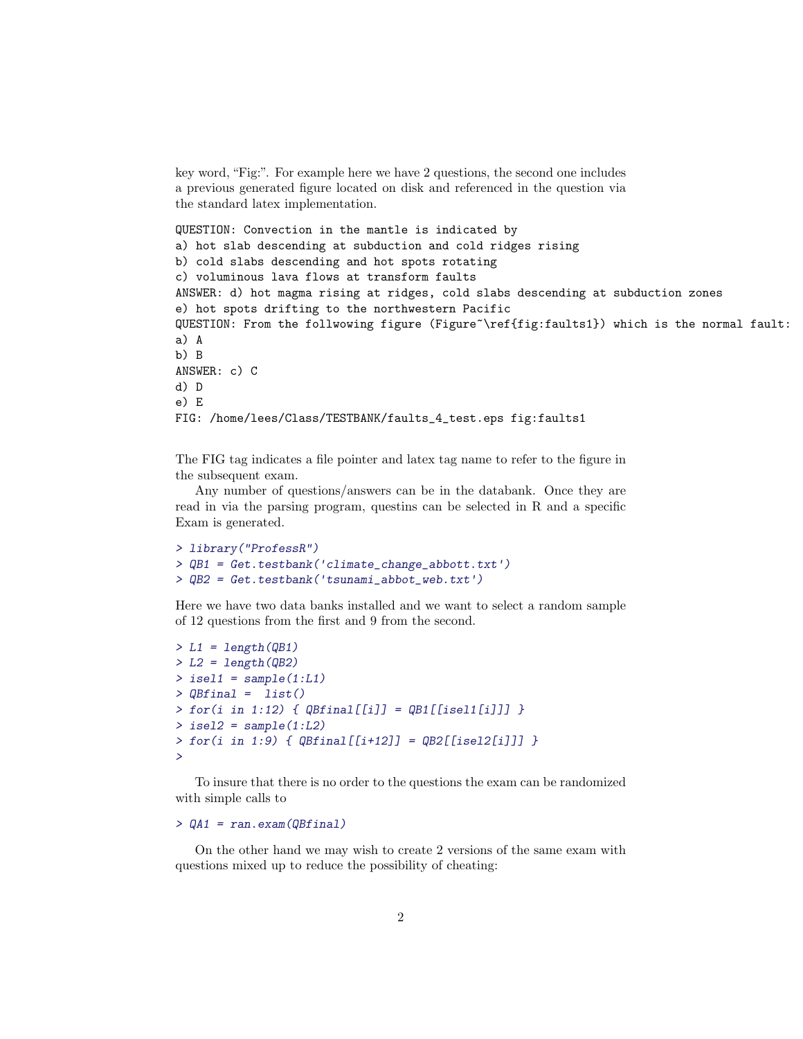key word, "Fig:". For example here we have 2 questions, the second one includes a previous generated figure located on disk and referenced in the question via the standard latex implementation.

```
QUESTION: Convection in the mantle is indicated by
a) hot slab descending at subduction and cold ridges rising
b) cold slabs descending and hot spots rotating
c) voluminous lava flows at transform faults
ANSWER: d) hot magma rising at ridges, cold slabs descending at subduction zones
e) hot spots drifting to the northwestern Pacific
QUESTION: From the follwowing figure (Figure~\ref{fig:faults1}) which is the normal fault:
a) A
b) B
ANSWER: c) C
d) D
e) E
FIG: /home/lees/Class/TESTBANK/faults_4_test.eps fig:faults1
```

The FIG tag indicates a file pointer and latex tag name to refer to the figure in the subsequent exam.

Any number of questions/answers can be in the databank. Once they are read in via the parsing program, questins can be selected in R and a specific Exam is generated.

```
> library("ProfessR")
> QB1 = Get.testbank('climate_change_abbott.txt')
> QB2 = Get.testbank('tsunami_abbot_web.txt')
```

Here we have two data banks installed and we want to select a random sample of 12 questions from the first and 9 from the second.

```
> L1 = length(QB1)
> L2 = length(QB2)
> isel1 = sample(1:L1)
> QBfinal =  list()
> for(i in 1:12) { QBfinal[[i]] = QB1[[isel1[i]]] }
> isel2 = sample(1:L2)
> for(i in 1:9) { QBfinal[[i+12]] = QB2[[isel2[i]]] }
>
```

To insure that there is no order to the questions the exam can be randomized with simple calls to

```
> QA1 = ran.exam(QBfinal)
```

On the other hand we may wish to create 2 versions of the same exam with questions mixed up to reduce the possibility of cheating: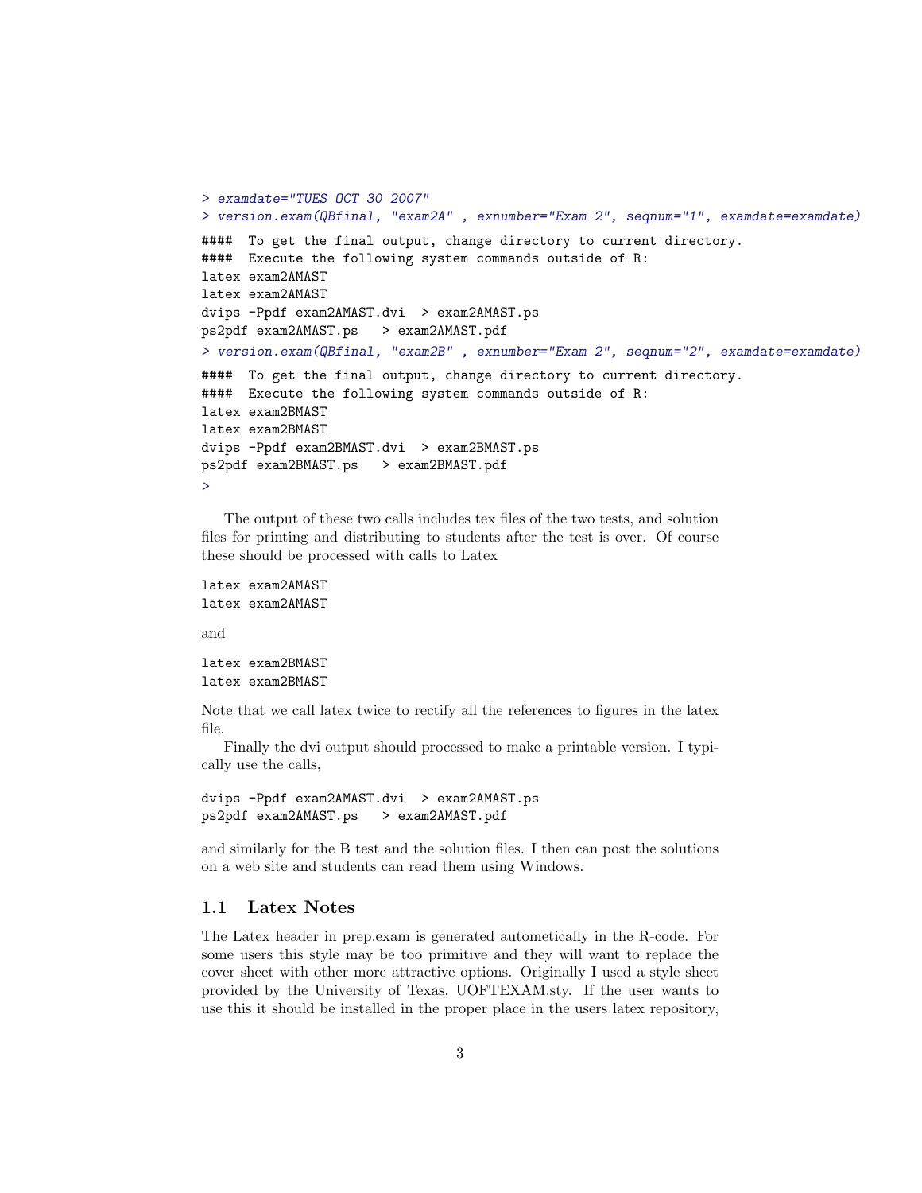```
> examdate="TUES OCT 30 2007"
> version.exam(QBfinal, "exam2A" , exnumber="Exam 2", seqnum="1", examdate=examdate)
####  To get the final output, change directory to current directory.
####  Execute the following system commands outside of R:
latex exam2AMAST
latex exam2AMAST
dvips -Ppdf exam2AMAST.dvi  > exam2AMAST.ps
ps2pdf exam2AMAST.ps   > exam2AMAST.pdf
> version.exam(QBfinal, "exam2B" , exnumber="Exam 2", seqnum="2", examdate=examdate)
####  To get the final output, change directory to current directory.
####  Execute the following system commands outside of R:
latex exam2BMAST
latex exam2BMAST
dvips -Ppdf exam2BMAST.dvi  > exam2BMAST.ps
ps2pdf exam2BMAST.ps   > exam2BMAST.pdf
>
```

The output of these two calls includes tex files of the two tests, and solution files for printing and distributing to students after the test is over. Of course these should be processed with calls to Latex

```
latex exam2AMAST
latex exam2AMAST
```

and

```
latex exam2BMAST
latex exam2BMAST
```

Note that we call latex twice to rectify all the references to figures in the latex file.

Finally the dvi output should processed to make a printable version. I typically use the calls,

```
dvips -Ppdf exam2AMAST.dvi  > exam2AMAST.ps
ps2pdf exam2AMAST.ps   > exam2AMAST.pdf
```

and similarly for the B test and the solution files. I then can post the solutions on a web site and students can read them using Windows.

## 1.1 Latex Notes

The Latex header in prep.exam is generated autometically in the R-code. For some users this style may be too primitive and they will want to replace the cover sheet with other more attractive options. Originally I used a style sheet provided by the University of Texas, UOFTEXAM.sty. If the user wants to use this it should be installed in the proper place in the users latex repository,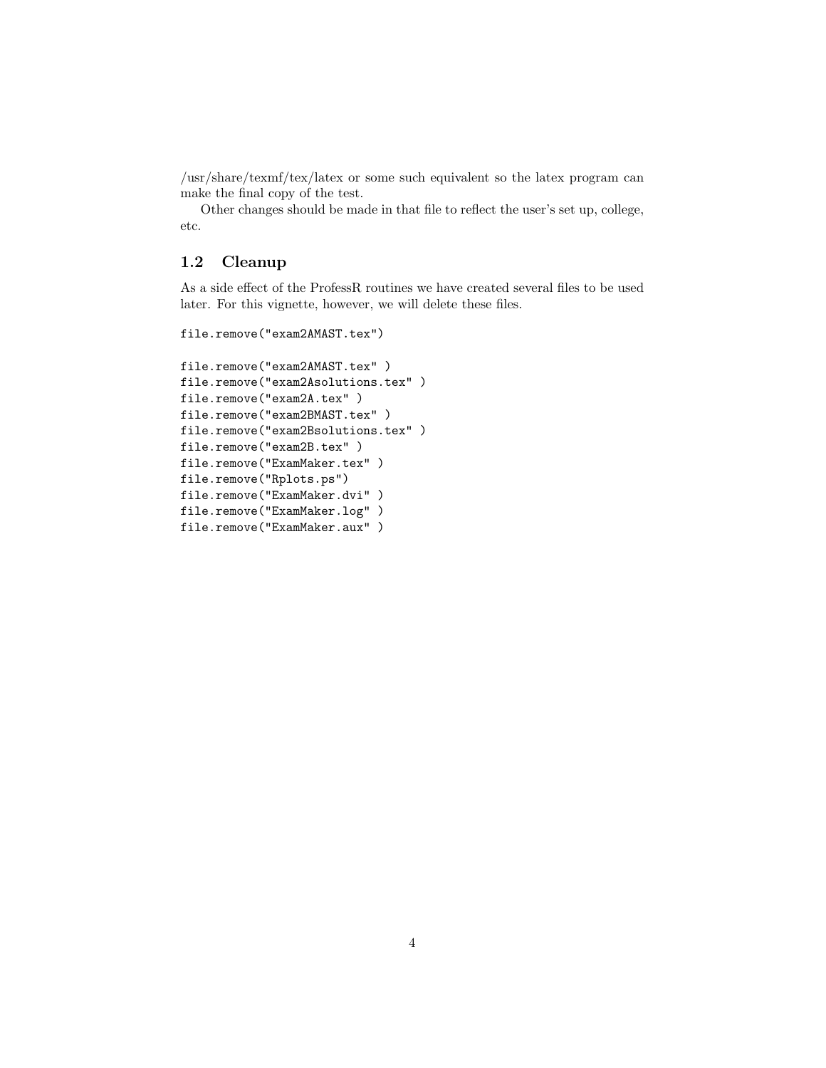/usr/share/texmf/tex/latex or some such equivalent so the latex program can make the final copy of the test.

Other changes should be made in that file to reflect the user's set up, college, etc.

### 1.2 Cleanup

As a side effect of the ProfessR routines we have created several files to be used later. For this vignette, however, we will delete these files.

```
file.remove("exam2AMAST.tex")

file.remove("exam2AMAST.tex" )
file.remove("exam2Asolutions.tex" )
file.remove("exam2A.tex" )
file.remove("exam2BMAST.tex" )
file.remove("exam2Bsolutions.tex" )
file.remove("exam2B.tex" )
file.remove("ExamMaker.tex" )
file.remove("Rplots.ps")
file.remove("ExamMaker.dvi" )
file.remove("ExamMaker.log" )
file.remove("ExamMaker.aux" )
```